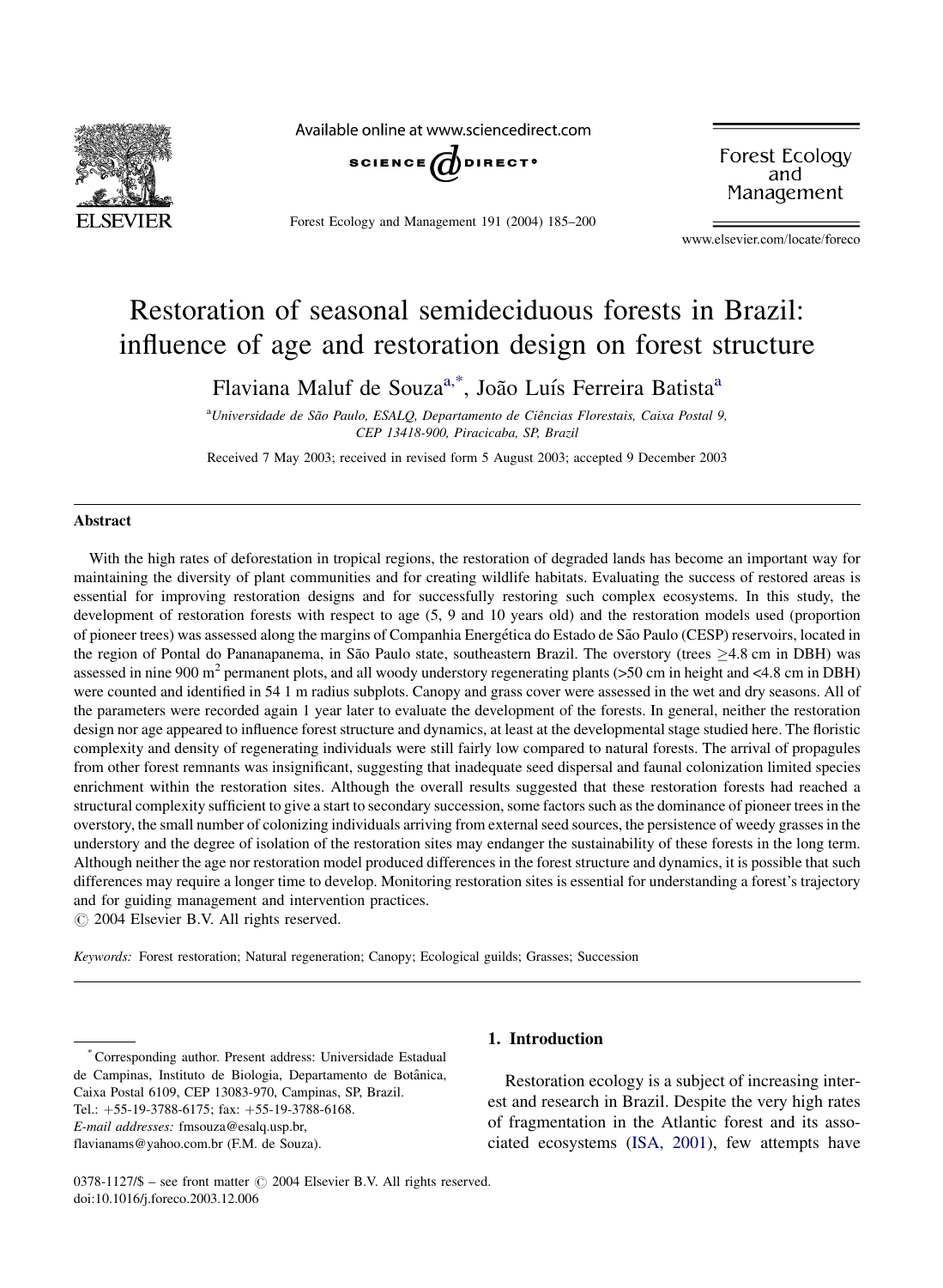# Restoration of seasonal semideciduous forests in Brazil: influence of age and restoration design on forest structure

Flaviana Maluf de Souza[a,*], João Luís Ferreira Batista[a]

[a]*Universidade de São Paulo, ESALQ, Departamento de Ciências Florestais, Caixa Postal 9, CEP 13418-900, Piracicaba, SP, Brazil*

Received 7 May 2003; received in revised form 5 August 2003; accepted 9 December 2003

## Abstract

With the high rates of deforestation in tropical regions, the restoration of degraded lands has become an important way for maintaining the diversity of plant communities and for creating wildlife habitats. Evaluating the success of restored areas is essential for improving restoration designs and for successfully restoring such complex ecosystems. In this study, the development of restoration forests with respect to age (5, 9 and 10 years old) and the restoration models used (proportion of pioneer trees) was assessed along the margins of Companhia Energética do Estado de São Paulo (CESP) reservoirs, located in the region of Pontal do Pananapanema, in São Paulo state, southeastern Brazil. The overstory (trees $\geq$4.8 cm in DBH) was assessed in nine 900 $m^2$ permanent plots, and all woody understory regenerating plants (>50 cm in height and <4.8 cm in DBH) were counted and identified in 54 1 m radius subplots. Canopy and grass cover were assessed in the wet and dry seasons. All of the parameters were recorded again 1 year later to evaluate the development of the forests. In general, neither the restoration design nor age appeared to influence forest structure and dynamics, at least at the developmental stage studied here. The floristic complexity and density of regenerating individuals were still fairly low compared to natural forests. The arrival of propagules from other forest remnants was insignificant, suggesting that inadequate seed dispersal and faunal colonization limited species enrichment within the restoration sites. Although the overall results suggested that these restoration forests had reached a structural complexity sufficient to give a start to secondary succession, some factors such as the dominance of pioneer trees in the overstory, the small number of colonizing individuals arriving from external seed sources, the persistence of weedy grasses in the understory and the degree of isolation of the restoration sites may endanger the sustainability of these forests in the long term. Although neither the age nor restoration model produced differences in the forest structure and dynamics, it is possible that such differences may require a longer time to develop. Monitoring restoration sites is essential for understanding a forest's trajectory and for guiding management and intervention practices.

© 2004 Elsevier B.V. All rights reserved.

*Keywords:* Forest restoration; Natural regeneration; Canopy; Ecological guilds; Grasses; Succession

## 1. Introduction

Restoration ecology is a subject of increasing interest and research in Brazil. Despite the very high rates of fragmentation in the Atlantic forest and its associated ecosystems (ISA, 2001), few attempts have

---

\* Corresponding author. Present address: Universidade Estadual de Campinas, Instituto de Biologia, Departamento de Botânica, Caixa Postal 6109, CEP 13083-970, Campinas, SP, Brazil. Tel.: +55-19-3788-6175; fax: +55-19-3788-6168.
*E-mail addresses:* fmsouza@esalq.usp.br, flavianams@yahoo.com.br (F.M. de Souza).

0378-1127/$ – see front matter © 2004 Elsevier B.V. All rights reserved.
doi:10.1016/j.foreco.2003.12.006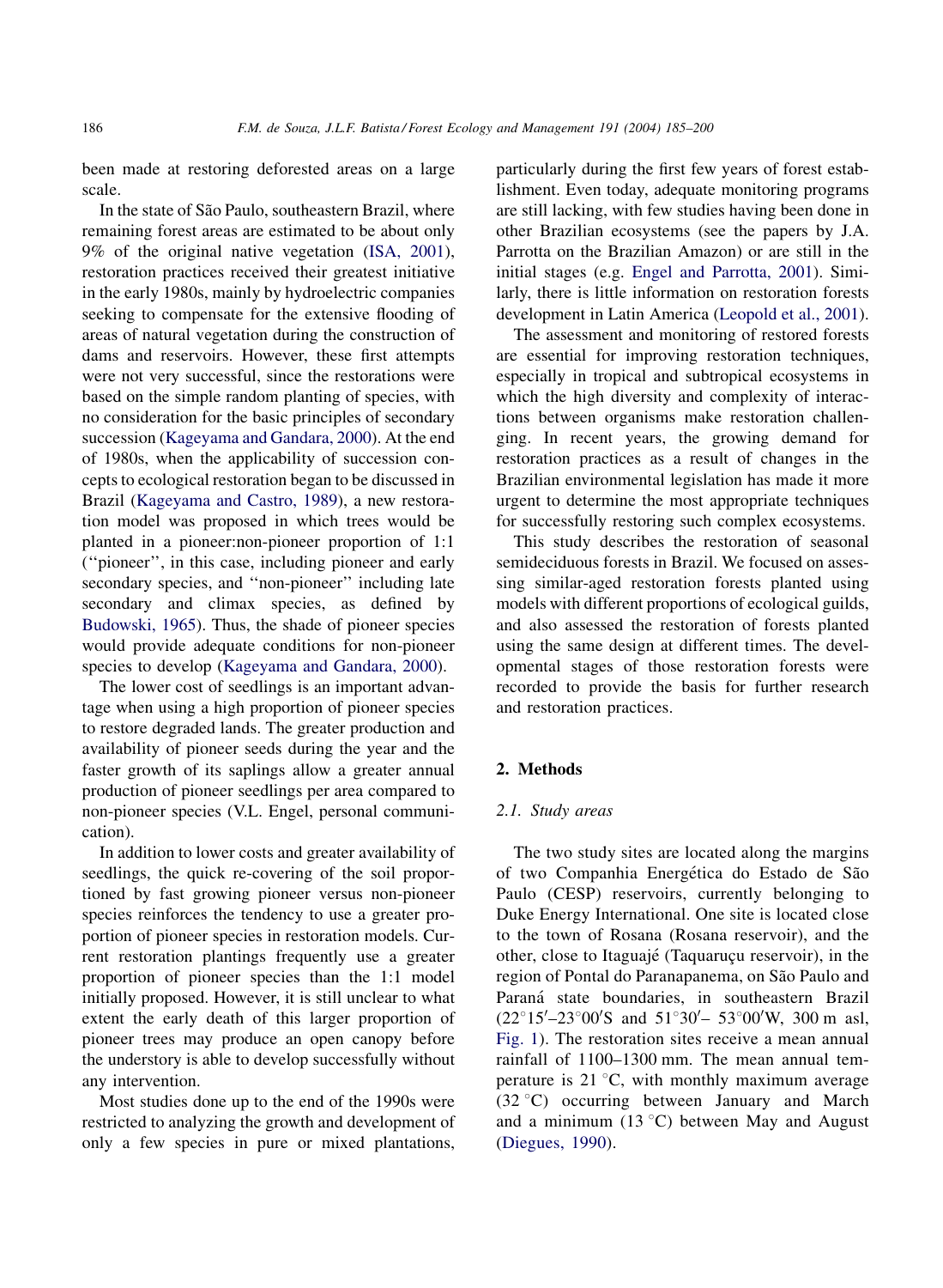been made at restoring deforested areas on a large scale.

In the state of São Paulo, southeastern Brazil, where remaining forest areas are estimated to be about only 9% of the original native vegetation (ISA, 2001), restoration practices received their greatest initiative in the early 1980s, mainly by hydroelectric companies seeking to compensate for the extensive flooding of areas of natural vegetation during the construction of dams and reservoirs. However, these first attempts were not very successful, since the restorations were based on the simple random planting of species, with no consideration for the basic principles of secondary succession (Kageyama and Gandara, 2000). At the end of 1980s, when the applicability of succession concepts to ecological restoration began to be discussed in Brazil (Kageyama and Castro, 1989), a new restoration model was proposed in which trees would be planted in a pioneer:non-pioneer proportion of 1:1 (''pioneer'', in this case, including pioneer and early secondary species, and ''non-pioneer'' including late secondary and climax species, as defined by Budowski, 1965). Thus, the shade of pioneer species would provide adequate conditions for non-pioneer species to develop (Kageyama and Gandara, 2000).

The lower cost of seedlings is an important advantage when using a high proportion of pioneer species to restore degraded lands. The greater production and availability of pioneer seeds during the year and the faster growth of its saplings allow a greater annual production of pioneer seedlings per area compared to non-pioneer species (V.L. Engel, personal communication).

In addition to lower costs and greater availability of seedlings, the quick re-covering of the soil proportioned by fast growing pioneer versus non-pioneer species reinforces the tendency to use a greater proportion of pioneer species in restoration models. Current restoration plantings frequently use a greater proportion of pioneer species than the 1:1 model initially proposed. However, it is still unclear to what extent the early death of this larger proportion of pioneer trees may produce an open canopy before the understory is able to develop successfully without any intervention.

Most studies done up to the end of the 1990s were restricted to analyzing the growth and development of only a few species in pure or mixed plantations, particularly during the first few years of forest establishment. Even today, adequate monitoring programs are still lacking, with few studies having been done in other Brazilian ecosystems (see the papers by J.A. Parrotta on the Brazilian Amazon) or are still in the initial stages (e.g. Engel and Parrotta, 2001). Similarly, there is little information on restoration forests development in Latin America (Leopold et al., 2001).

The assessment and monitoring of restored forests are essential for improving restoration techniques, especially in tropical and subtropical ecosystems in which the high diversity and complexity of interactions between organisms make restoration challenging. In recent years, the growing demand for restoration practices as a result of changes in the Brazilian environmental legislation has made it more urgent to determine the most appropriate techniques for successfully restoring such complex ecosystems.

This study describes the restoration of seasonal semideciduous forests in Brazil. We focused on assessing similar-aged restoration forests planted using models with different proportions of ecological guilds, and also assessed the restoration of forests planted using the same design at different times. The developmental stages of those restoration forests were recorded to provide the basis for further research and restoration practices.

## 2. Methods

### 2.1. Study areas

The two study sites are located along the margins of two Companhia Energética do Estado de São Paulo (CESP) reservoirs, currently belonging to Duke Energy International. One site is located close to the town of Rosana (Rosana reservoir), and the other, close to Itaguajé (Taquaruçu reservoir), in the region of Pontal do Paranapanema, on São Paulo and Paraná state boundaries, in southeastern Brazil (22°15′–23°00′S and 51°30′– 53°00′W, 300 m asl, Fig. 1). The restoration sites receive a mean annual rainfall of 1100–1300 mm. The mean annual temperature is 21 °C, with monthly maximum average (32 °C) occurring between January and March and a minimum (13 °C) between May and August (Diegues, 1990).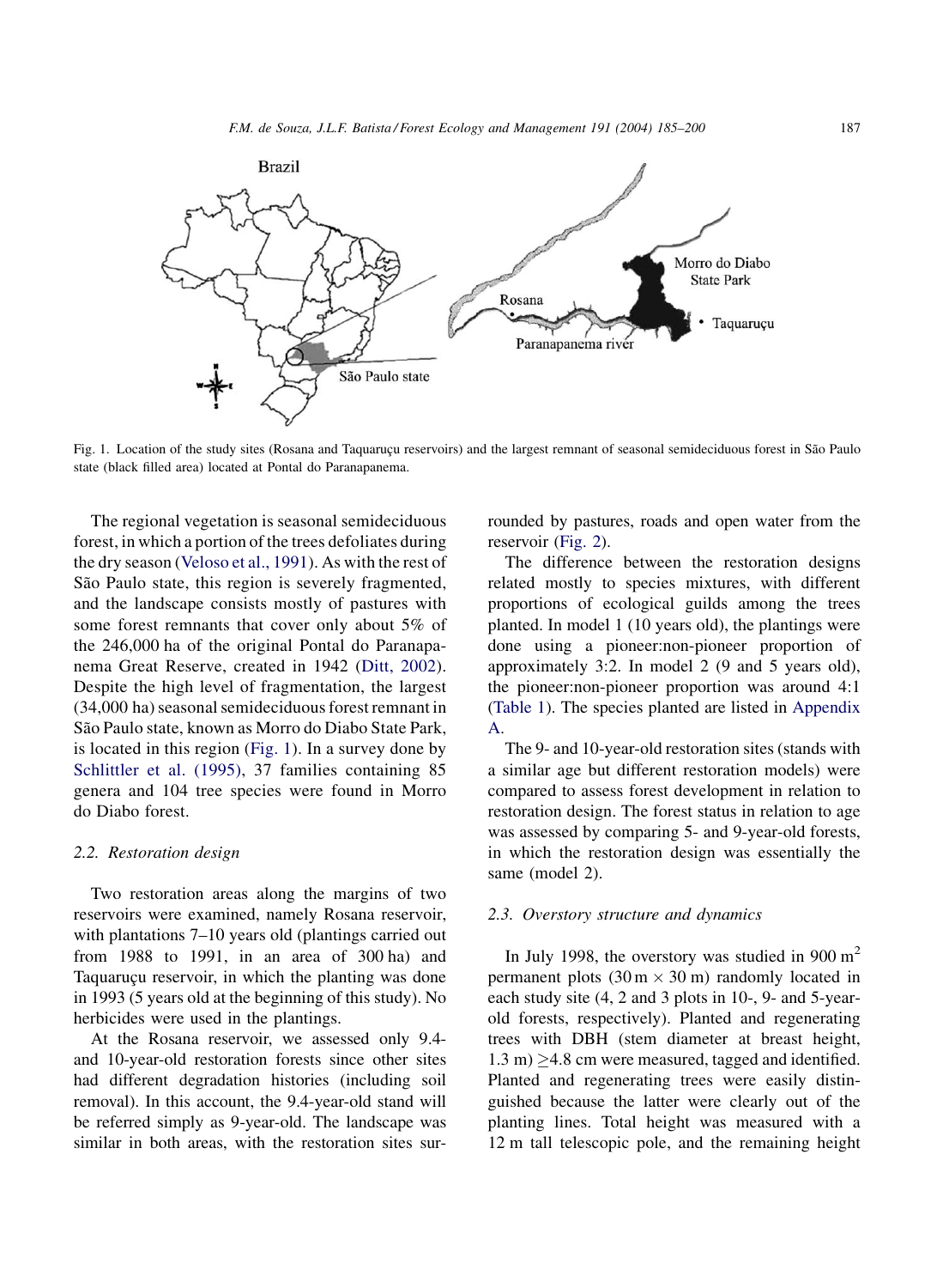Fig. 1. Location of the study sites (Rosana and Taquaruçu reservoirs) and the largest remnant of seasonal semideciduous forest in São Paulo state (black filled area) located at Pontal do Paranapanema.

The regional vegetation is seasonal semideciduous forest, in which a portion of the trees defoliates during the dry season (Veloso et al., 1991). As with the rest of São Paulo state, this region is severely fragmented, and the landscape consists mostly of pastures with some forest remnants that cover only about 5% of the 246,000 ha of the original Pontal do Paranapanema Great Reserve, created in 1942 (Ditt, 2002). Despite the high level of fragmentation, the largest (34,000 ha) seasonal semideciduous forest remnant in São Paulo state, known as Morro do Diabo State Park, is located in this region (Fig. 1). In a survey done by Schlittler et al. (1995), 37 families containing 85 genera and 104 tree species were found in Morro do Diabo forest.

### 2.2. Restoration design

Two restoration areas along the margins of two reservoirs were examined, namely Rosana reservoir, with plantations 7–10 years old (plantings carried out from 1988 to 1991, in an area of 300 ha) and Taquaruçu reservoir, in which the planting was done in 1993 (5 years old at the beginning of this study). No herbicides were used in the plantings.

At the Rosana reservoir, we assessed only 9.4- and 10-year-old restoration forests since other sites had different degradation histories (including soil removal). In this account, the 9.4-year-old stand will be referred simply as 9-year-old. The landscape was similar in both areas, with the restoration sites surrounded by pastures, roads and open water from the reservoir (Fig. 2).

The difference between the restoration designs related mostly to species mixtures, with different proportions of ecological guilds among the trees planted. In model 1 (10 years old), the plantings were done using a pioneer:non-pioneer proportion of approximately 3:2. In model 2 (9 and 5 years old), the pioneer:non-pioneer proportion was around 4:1 (Table 1). The species planted are listed in Appendix A.

The 9- and 10-year-old restoration sites (stands with a similar age but different restoration models) were compared to assess forest development in relation to restoration design. The forest status in relation to age was assessed by comparing 5- and 9-year-old forests, in which the restoration design was essentially the same (model 2).

### 2.3. Overstory structure and dynamics

In July 1998, the overstory was studied in 900 $m^2$ permanent plots ($30\,m \times 30\,m$) randomly located in each study site (4, 2 and 3 plots in 10-, 9- and 5-year-old forests, respectively). Planted and regenerating trees with DBH (stem diameter at breast height, 1.3 m) $\geq$4.8 cm were measured, tagged and identified. Planted and regenerating trees were easily distinguished because the latter were clearly out of the planting lines. Total height was measured with a 12 m tall telescopic pole, and the remaining height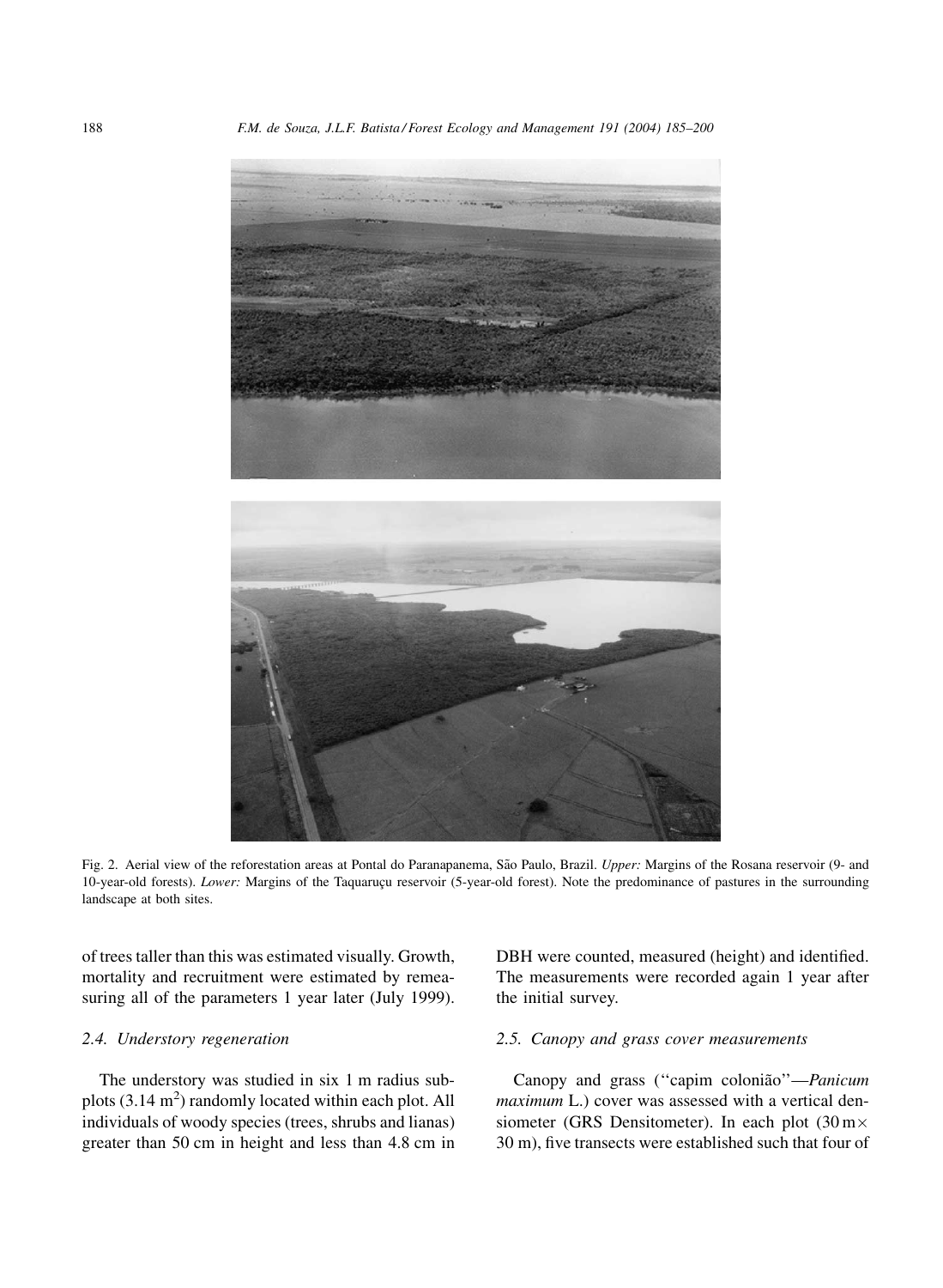Fig. 2. Aerial view of the reforestation areas at Pontal do Paranapanema, São Paulo, Brazil. *Upper:* Margins of the Rosana reservoir (9- and 10-year-old forests). *Lower:* Margins of the Taquaruçu reservoir (5-year-old forest). Note the predominance of pastures in the surrounding landscape at both sites.

of trees taller than this was estimated visually. Growth, mortality and recruitment were estimated by remeasuring all of the parameters 1 year later (July 1999).

### 2.4. Understory regeneration

The understory was studied in six 1 m radius subplots (3.14 m$^2$) randomly located within each plot. All individuals of woody species (trees, shrubs and lianas) greater than 50 cm in height and less than 4.8 cm in DBH were counted, measured (height) and identified. The measurements were recorded again 1 year after the initial survey.

### 2.5. Canopy and grass cover measurements

Canopy and grass (''capim colonião''—*Panicum maximum* L.) cover was assessed with a vertical densiometer (GRS Densitometer). In each plot (30 m × 30 m), five transects were established such that four of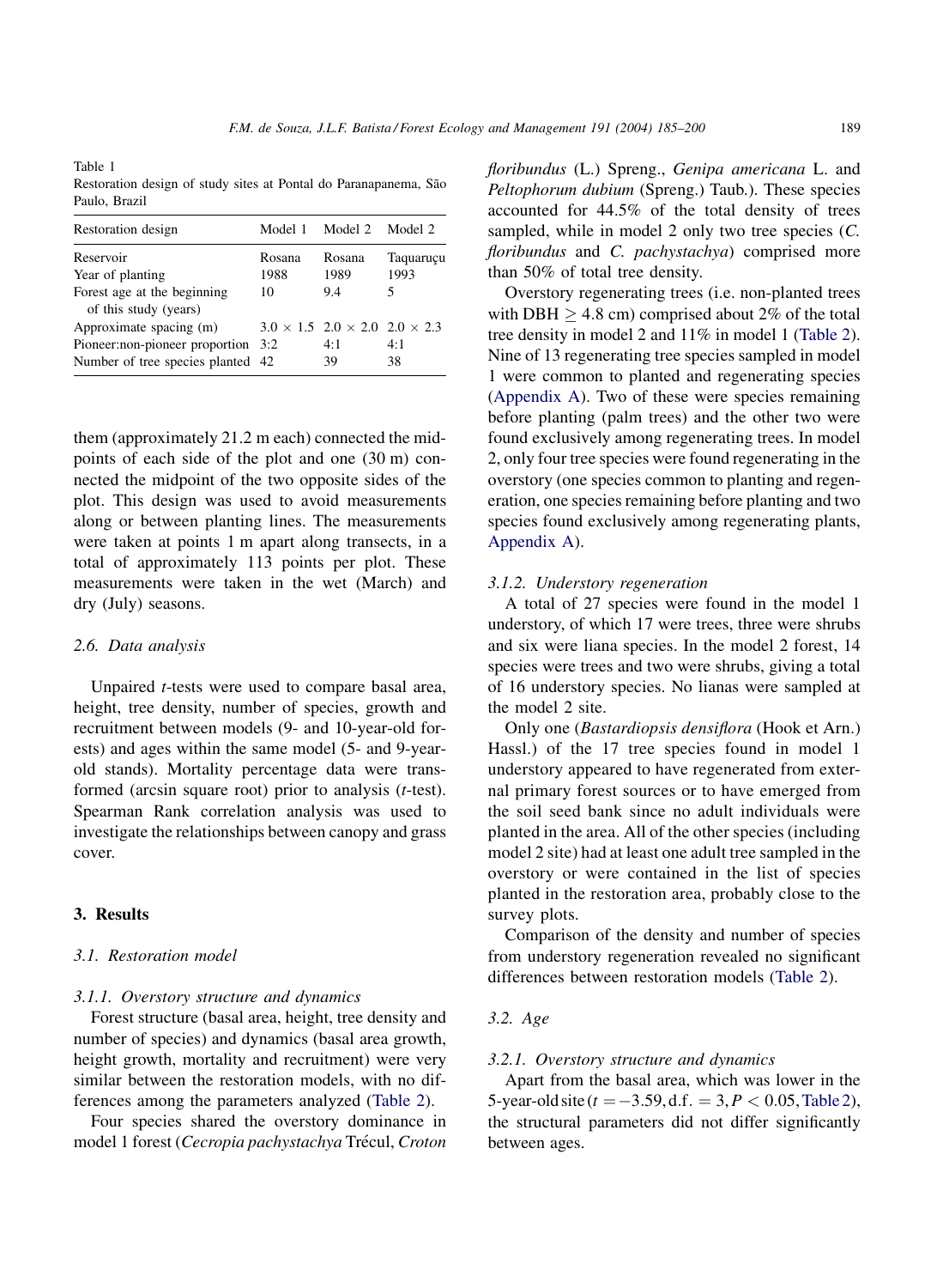Table 1
Restoration design of study sites at Pontal do Paranapanema, São Paulo, Brazil

| Restoration design | Model 1 | Model 2 | Model 2 |
|---|---|---|---|
| Reservoir | Rosana | Rosana | Taquaruçu |
| Year of planting | 1988 | 1989 | 1993 |
| Forest age at the beginning of this study (years) | 10 | 9.4 | 5 |
| Approximate spacing (m) | 3.0 × 1.5 | 2.0 × 2.0 | 2.0 × 2.3 |
| Pioneer:non-pioneer proportion | 3:2 | 4:1 | 4:1 |
| Number of tree species planted | 42 | 39 | 38 |

them (approximately 21.2 m each) connected the midpoints of each side of the plot and one (30 m) connected the midpoint of the two opposite sides of the plot. This design was used to avoid measurements along or between planting lines. The measurements were taken at points 1 m apart along transects, in a total of approximately 113 points per plot. These measurements were taken in the wet (March) and dry (July) seasons.

### 2.6. Data analysis

Unpaired *t*-tests were used to compare basal area, height, tree density, number of species, growth and recruitment between models (9- and 10-year-old forests) and ages within the same model (5- and 9-year-old stands). Mortality percentage data were transformed (arcsin square root) prior to analysis (*t*-test). Spearman Rank correlation analysis was used to investigate the relationships between canopy and grass cover.

## 3. Results

### 3.1. Restoration model

#### 3.1.1. Overstory structure and dynamics

Forest structure (basal area, height, tree density and number of species) and dynamics (basal area growth, height growth, mortality and recruitment) were very similar between the restoration models, with no differences among the parameters analyzed (Table 2).

Four species shared the overstory dominance in model 1 forest (*Cecropia pachystachya* Trécul, *Croton floribundus* (L.) Spreng., *Genipa americana* L. and *Peltophorum dubium* (Spreng.) Taub.). These species accounted for 44.5% of the total density of trees sampled, while in model 2 only two tree species (*C. floribundus* and *C. pachystachya*) comprised more than 50% of total tree density.

Overstory regenerating trees (i.e. non-planted trees with DBH $\geq 4.8$ cm) comprised about 2% of the total tree density in model 2 and 11% in model 1 (Table 2). Nine of 13 regenerating tree species sampled in model 1 were common to planted and regenerating species (Appendix A). Two of these were species remaining before planting (palm trees) and the other two were found exclusively among regenerating trees. In model 2, only four tree species were found regenerating in the overstory (one species common to planting and regeneration, one species remaining before planting and two species found exclusively among regenerating plants, Appendix A).

#### 3.1.2. Understory regeneration

A total of 27 species were found in the model 1 understory, of which 17 were trees, three were shrubs and six were liana species. In the model 2 forest, 14 species were trees and two were shrubs, giving a total of 16 understory species. No lianas were sampled at the model 2 site.

Only one (*Bastardiopsis densiflora* (Hook et Arn.) Hassl.) of the 17 tree species found in model 1 understory appeared to have regenerated from external primary forest sources or to have emerged from the soil seed bank since no adult individuals were planted in the area. All of the other species (including model 2 site) had at least one adult tree sampled in the overstory or were contained in the list of species planted in the restoration area, probably close to the survey plots.

Comparison of the density and number of species from understory regeneration revealed no significant differences between restoration models (Table 2).

### 3.2. Age

#### 3.2.1. Overstory structure and dynamics

Apart from the basal area, which was lower in the 5-year-old site ($t = -3.59, \mathrm{d.f.} = 3, P < 0.05$, Table 2), the structural parameters did not differ significantly between ages.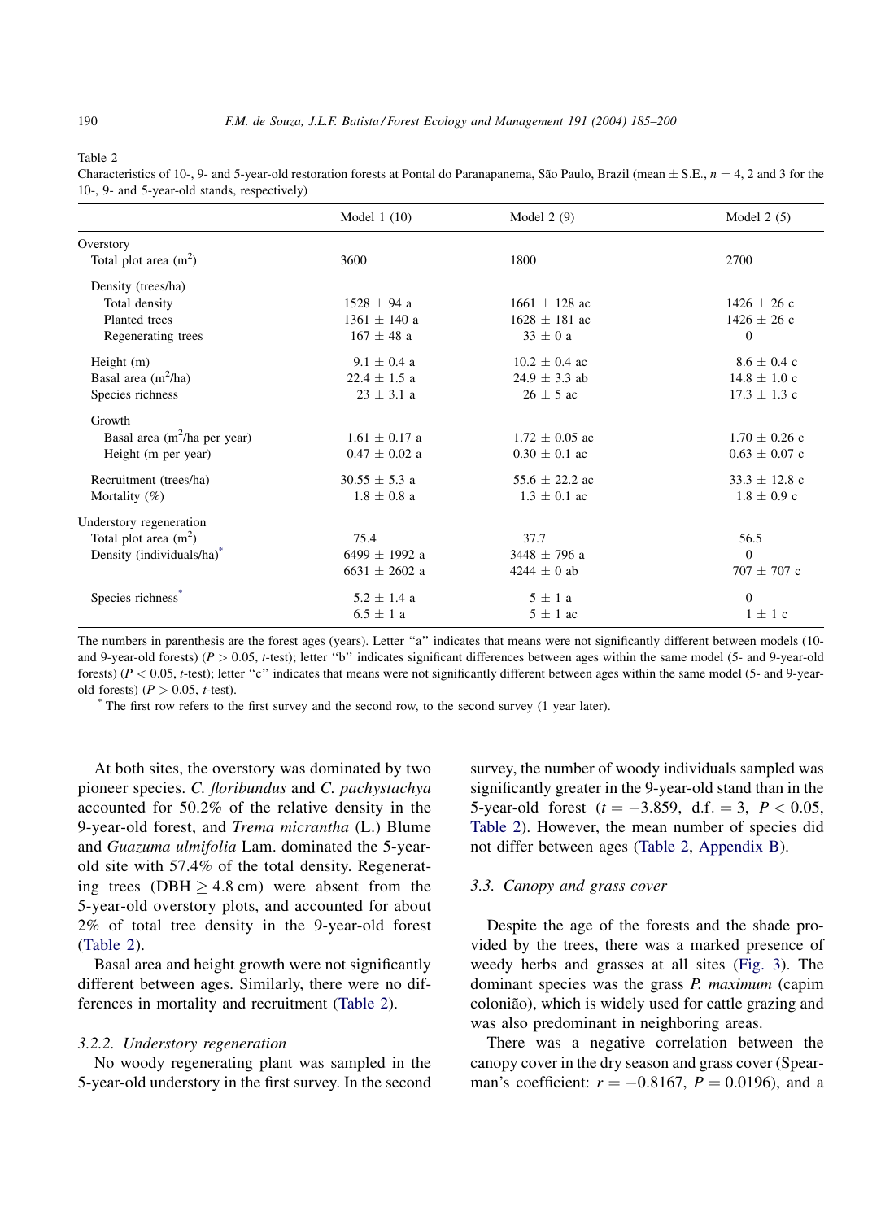Table 2

Characteristics of 10-, 9- and 5-year-old restoration forests at Pontal do Paranapanema, São Paulo, Brazil (mean ± S.E., $n = 4$, 2 and 3 for the 10-, 9- and 5-year-old stands, respectively)

| | Model 1 (10) | Model 2 (9) | Model 2 (5) |
|---|---|---|---|
| Overstory | | | |
| Total plot area ($m^2$) | 3600 | 1800 | 2700 |
| Density (trees/ha) | | | |
| Total density | 1528 ± 94 a | 1661 ± 128 ac | 1426 ± 26 c |
| Planted trees | 1361 ± 140 a | 1628 ± 181 ac | 1426 ± 26 c |
| Regenerating trees | 167 ± 48 a | 33 ± 0 a | 0 |
| Height (m) | 9.1 ± 0.4 a | 10.2 ± 0.4 ac | 8.6 ± 0.4 c |
| Basal area ($m^2$/ha) | 22.4 ± 1.5 a | 24.9 ± 3.3 ab | 14.8 ± 1.0 c |
| Species richness | 23 ± 3.1 a | 26 ± 5 ac | 17.3 ± 1.3 c |
| Growth | | | |
| Basal area ($m^2$/ha per year) | 1.61 ± 0.17 a | 1.72 ± 0.05 ac | 1.70 ± 0.26 c |
| Height (m per year) | 0.47 ± 0.02 a | 0.30 ± 0.1 ac | 0.63 ± 0.07 c |
| Recruitment (trees/ha) | 30.55 ± 5.3 a | 55.6 ± 22.2 ac | 33.3 ± 12.8 c |
| Mortality (%) | 1.8 ± 0.8 a | 1.3 ± 0.1 ac | 1.8 ± 0.9 c |
| Understory regeneration | | | |
| Total plot area ($m^2$) | 75.4 | 37.7 | 56.5 |
| Density (individuals/ha)* | 6499 ± 1992 a | 3448 ± 796 a | 0 |
| | 6631 ± 2602 a | 4244 ± 0 ab | 707 ± 707 c |
| Species richness* | 5.2 ± 1.4 a | 5 ± 1 a | 0 |
| | 6.5 ± 1 a | 5 ± 1 ac | 1 ± 1 c |

The numbers in parenthesis are the forest ages (years). Letter "a" indicates that means were not significantly different between models (10- and 9-year-old forests) ($P > 0.05$, *t*-test); letter "b" indicates significant differences between ages within the same model (5- and 9-year-old forests) ($P < 0.05$, *t*-test); letter "c" indicates that means were not significantly different between ages within the same model (5- and 9-year-old forests) ($P > 0.05$, *t*-test).

\* The first row refers to the first survey and the second row, to the second survey (1 year later).

At both sites, the overstory was dominated by two pioneer species. *C. floribundus* and *C. pachystachya* accounted for 50.2% of the relative density in the 9-year-old forest, and *Trema micrantha* (L.) Blume and *Guazuma ulmifolia* Lam. dominated the 5-year-old site with 57.4% of the total density. Regenerating trees (DBH ≥ 4.8 cm) were absent from the 5-year-old overstory plots, and accounted for about 2% of total tree density in the 9-year-old forest (Table 2).

Basal area and height growth were not significantly different between ages. Similarly, there were no differences in mortality and recruitment (Table 2).

#### 3.2.2. Understory regeneration

No woody regenerating plant was sampled in the 5-year-old understory in the first survey. In the second survey, the number of woody individuals sampled was significantly greater in the 9-year-old stand than in the 5-year-old forest ($t = -3.859$, d.f. $= 3$, $P < 0.05$, Table 2). However, the mean number of species did not differ between ages (Table 2, Appendix B).

### 3.3. Canopy and grass cover

Despite the age of the forests and the shade provided by the trees, there was a marked presence of weedy herbs and grasses at all sites (Fig. 3). The dominant species was the grass *P. maximum* (capim colonião), which is widely used for cattle grazing and was also predominant in neighboring areas.

There was a negative correlation between the canopy cover in the dry season and grass cover (Spearman's coefficient: $r = -0.8167$, $P = 0.0196$), and a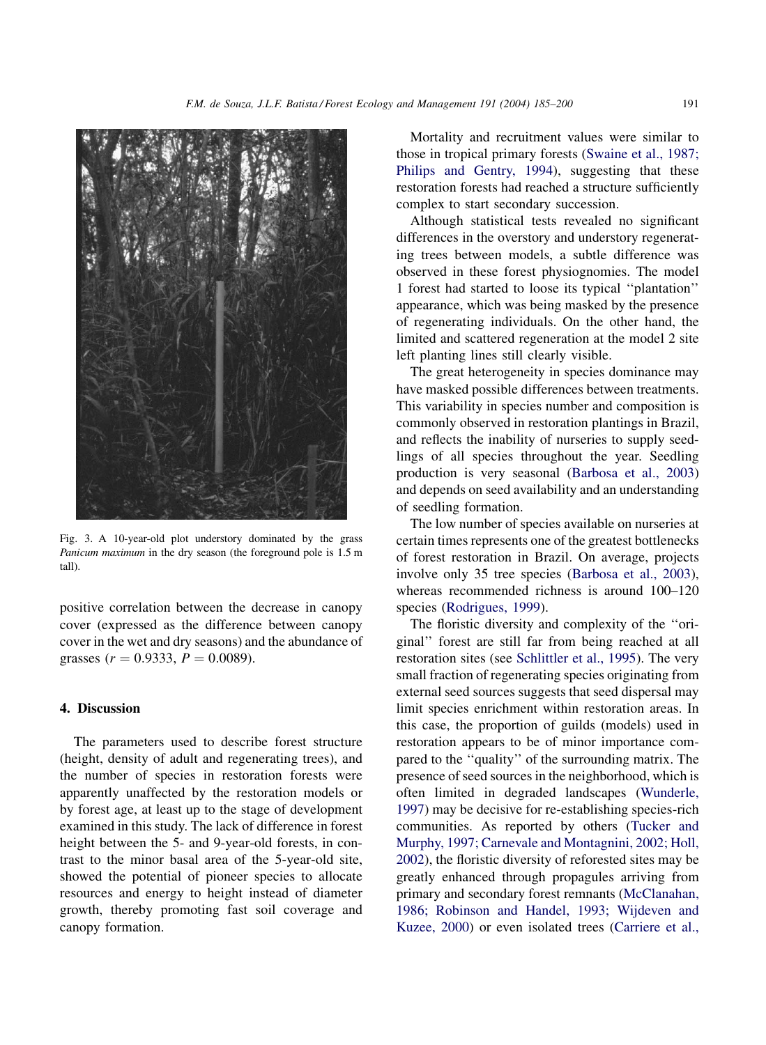Fig. 3. A 10-year-old plot understory dominated by the grass *Panicum maximum* in the dry season (the foreground pole is 1.5 m tall).

positive correlation between the decrease in canopy cover (expressed as the difference between canopy cover in the wet and dry seasons) and the abundance of grasses ($r = 0.9333$, $P = 0.0089$).

## 4. Discussion

The parameters used to describe forest structure (height, density of adult and regenerating trees), and the number of species in restoration forests were apparently unaffected by the restoration models or by forest age, at least up to the stage of development examined in this study. The lack of difference in forest height between the 5- and 9-year-old forests, in contrast to the minor basal area of the 5-year-old site, showed the potential of pioneer species to allocate resources and energy to height instead of diameter growth, thereby promoting fast soil coverage and canopy formation.

Mortality and recruitment values were similar to those in tropical primary forests (Swaine et al., 1987; Philips and Gentry, 1994), suggesting that these restoration forests had reached a structure sufficiently complex to start secondary succession.

Although statistical tests revealed no significant differences in the overstory and understory regenerating trees between models, a subtle difference was observed in these forest physiognomies. The model 1 forest had started to loose its typical ''plantation'' appearance, which was being masked by the presence of regenerating individuals. On the other hand, the limited and scattered regeneration at the model 2 site left planting lines still clearly visible.

The great heterogeneity in species dominance may have masked possible differences between treatments. This variability in species number and composition is commonly observed in restoration plantings in Brazil, and reflects the inability of nurseries to supply seedlings of all species throughout the year. Seedling production is very seasonal (Barbosa et al., 2003) and depends on seed availability and an understanding of seedling formation.

The low number of species available on nurseries at certain times represents one of the greatest bottlenecks of forest restoration in Brazil. On average, projects involve only 35 tree species (Barbosa et al., 2003), whereas recommended richness is around 100–120 species (Rodrigues, 1999).

The floristic diversity and complexity of the ''original'' forest are still far from being reached at all restoration sites (see Schlittler et al., 1995). The very small fraction of regenerating species originating from external seed sources suggests that seed dispersal may limit species enrichment within restoration areas. In this case, the proportion of guilds (models) used in restoration appears to be of minor importance compared to the ''quality'' of the surrounding matrix. The presence of seed sources in the neighborhood, which is often limited in degraded landscapes (Wunderle, 1997) may be decisive for re-establishing species-rich communities. As reported by others (Tucker and Murphy, 1997; Carnevale and Montagnini, 2002; Holl, 2002), the floristic diversity of reforested sites may be greatly enhanced through propagules arriving from primary and secondary forest remnants (McClanahan, 1986; Robinson and Handel, 1993; Wijdeven and Kuzee, 2000) or even isolated trees (Carriere et al.,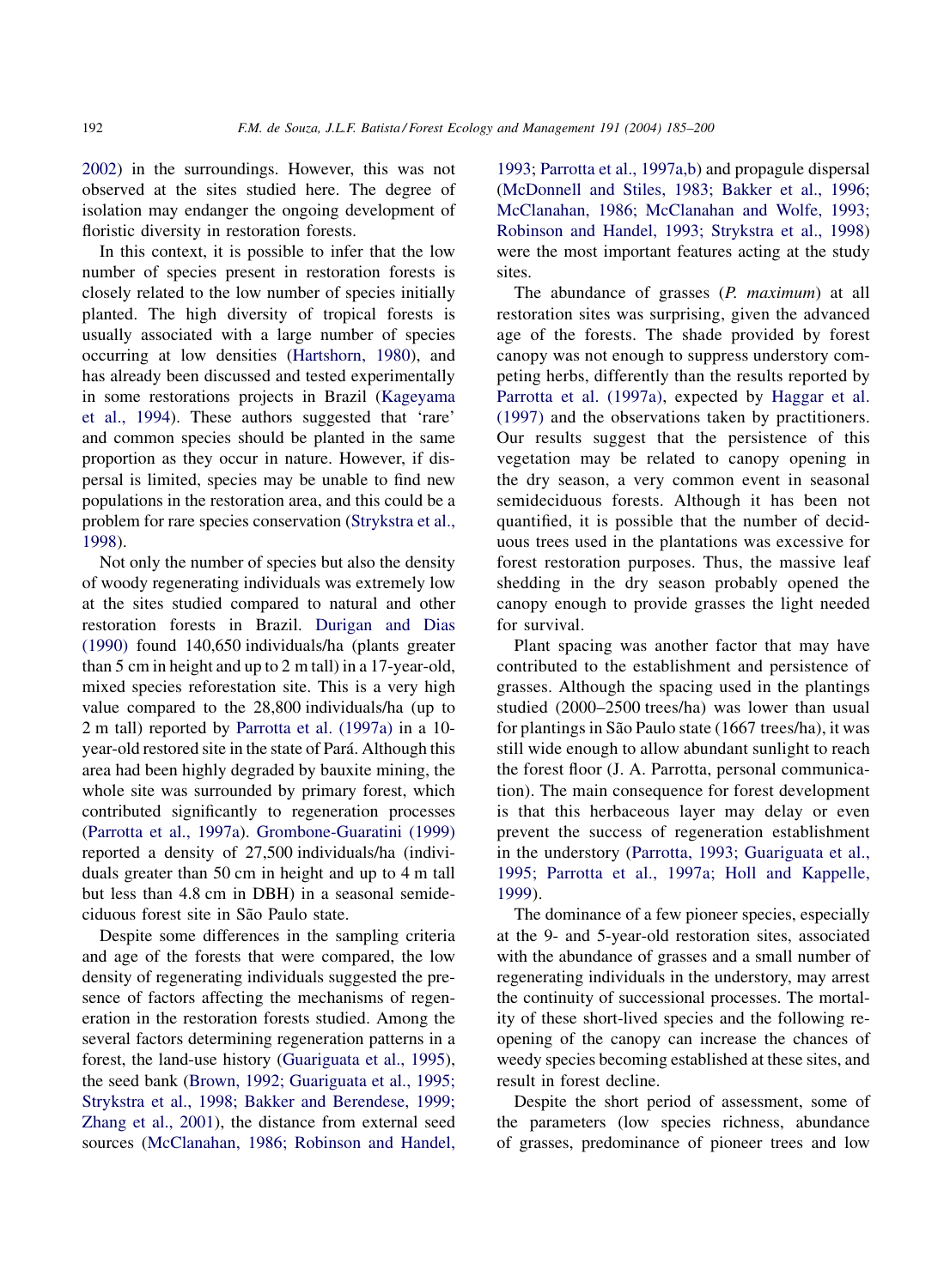2002) in the surroundings. However, this was not observed at the sites studied here. The degree of isolation may endanger the ongoing development of floristic diversity in restoration forests.

In this context, it is possible to infer that the low number of species present in restoration forests is closely related to the low number of species initially planted. The high diversity of tropical forests is usually associated with a large number of species occurring at low densities (Hartshorn, 1980), and has already been discussed and tested experimentally in some restorations projects in Brazil (Kageyama et al., 1994). These authors suggested that 'rare' and common species should be planted in the same proportion as they occur in nature. However, if dispersal is limited, species may be unable to find new populations in the restoration area, and this could be a problem for rare species conservation (Strykstra et al., 1998).

Not only the number of species but also the density of woody regenerating individuals was extremely low at the sites studied compared to natural and other restoration forests in Brazil. Durigan and Dias (1990) found 140,650 individuals/ha (plants greater than 5 cm in height and up to 2 m tall) in a 17-year-old, mixed species reforestation site. This is a very high value compared to the 28,800 individuals/ha (up to 2 m tall) reported by Parrotta et al. (1997a) in a 10-year-old restored site in the state of Pará. Although this area had been highly degraded by bauxite mining, the whole site was surrounded by primary forest, which contributed significantly to regeneration processes (Parrotta et al., 1997a). Grombone-Guaratini (1999) reported a density of 27,500 individuals/ha (individuals greater than 50 cm in height and up to 4 m tall but less than 4.8 cm in DBH) in a seasonal semideciduous forest site in São Paulo state.

Despite some differences in the sampling criteria and age of the forests that were compared, the low density of regenerating individuals suggested the presence of factors affecting the mechanisms of regeneration in the restoration forests studied. Among the several factors determining regeneration patterns in a forest, the land-use history (Guariguata et al., 1995), the seed bank (Brown, 1992; Guariguata et al., 1995; Strykstra et al., 1998; Bakker and Berendese, 1999; Zhang et al., 2001), the distance from external seed sources (McClanahan, 1986; Robinson and Handel, 1993; Parrotta et al., 1997a,b) and propagule dispersal (McDonnell and Stiles, 1983; Bakker et al., 1996; McClanahan, 1986; McClanahan and Wolfe, 1993; Robinson and Handel, 1993; Strykstra et al., 1998) were the most important features acting at the study sites.

The abundance of grasses (*P. maximum*) at all restoration sites was surprising, given the advanced age of the forests. The shade provided by forest canopy was not enough to suppress understory competing herbs, differently than the results reported by Parrotta et al. (1997a), expected by Haggar et al. (1997) and the observations taken by practitioners. Our results suggest that the persistence of this vegetation may be related to canopy opening in the dry season, a very common event in seasonal semideciduous forests. Although it has been not quantified, it is possible that the number of deciduous trees used in the plantations was excessive for forest restoration purposes. Thus, the massive leaf shedding in the dry season probably opened the canopy enough to provide grasses the light needed for survival.

Plant spacing was another factor that may have contributed to the establishment and persistence of grasses. Although the spacing used in the plantings studied (2000–2500 trees/ha) was lower than usual for plantings in São Paulo state (1667 trees/ha), it was still wide enough to allow abundant sunlight to reach the forest floor (J. A. Parrotta, personal communication). The main consequence for forest development is that this herbaceous layer may delay or even prevent the success of regeneration establishment in the understory (Parrotta, 1993; Guariguata et al., 1995; Parrotta et al., 1997a; Holl and Kappelle, 1999).

The dominance of a few pioneer species, especially at the 9- and 5-year-old restoration sites, associated with the abundance of grasses and a small number of regenerating individuals in the understory, may arrest the continuity of successional processes. The mortality of these short-lived species and the following re-opening of the canopy can increase the chances of weedy species becoming established at these sites, and result in forest decline.

Despite the short period of assessment, some of the parameters (low species richness, abundance of grasses, predominance of pioneer trees and low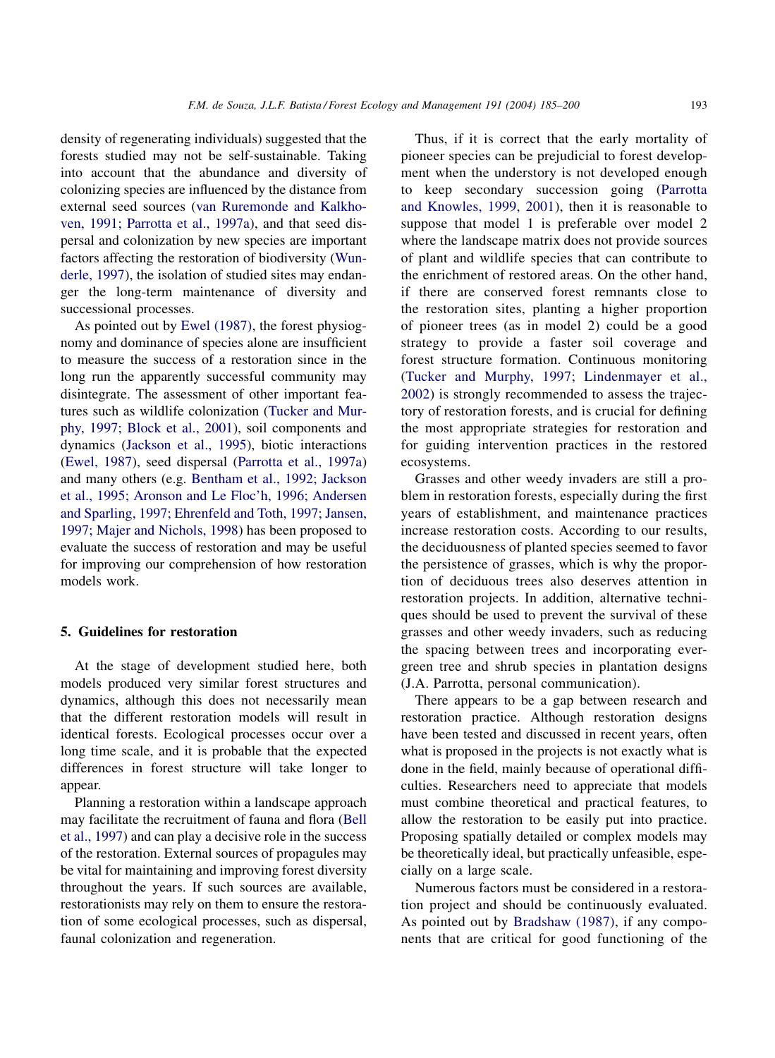density of regenerating individuals) suggested that the forests studied may not be self-sustainable. Taking into account that the abundance and diversity of colonizing species are influenced by the distance from external seed sources (van Ruremonde and Kalkhoven, 1991; Parrotta et al., 1997a), and that seed dispersal and colonization by new species are important factors affecting the restoration of biodiversity (Wunderle, 1997), the isolation of studied sites may endanger the long-term maintenance of diversity and successional processes.

As pointed out by Ewel (1987), the forest physiognomy and dominance of species alone are insufficient to measure the success of a restoration since in the long run the apparently successful community may disintegrate. The assessment of other important features such as wildlife colonization (Tucker and Murphy, 1997; Block et al., 2001), soil components and dynamics (Jackson et al., 1995), biotic interactions (Ewel, 1987), seed dispersal (Parrotta et al., 1997a) and many others (e.g. Bentham et al., 1992; Jackson et al., 1995; Aronson and Le Floc'h, 1996; Andersen and Sparling, 1997; Ehrenfeld and Toth, 1997; Jansen, 1997; Majer and Nichols, 1998) has been proposed to evaluate the success of restoration and may be useful for improving our comprehension of how restoration models work.

## 5. Guidelines for restoration

At the stage of development studied here, both models produced very similar forest structures and dynamics, although this does not necessarily mean that the different restoration models will result in identical forests. Ecological processes occur over a long time scale, and it is probable that the expected differences in forest structure will take longer to appear.

Planning a restoration within a landscape approach may facilitate the recruitment of fauna and flora (Bell et al., 1997) and can play a decisive role in the success of the restoration. External sources of propagules may be vital for maintaining and improving forest diversity throughout the years. If such sources are available, restorationists may rely on them to ensure the restoration of some ecological processes, such as dispersal, faunal colonization and regeneration.

Thus, if it is correct that the early mortality of pioneer species can be prejudicial to forest development when the understory is not developed enough to keep secondary succession going (Parrotta and Knowles, 1999, 2001), then it is reasonable to suppose that model 1 is preferable over model 2 where the landscape matrix does not provide sources of plant and wildlife species that can contribute to the enrichment of restored areas. On the other hand, if there are conserved forest remnants close to the restoration sites, planting a higher proportion of pioneer trees (as in model 2) could be a good strategy to provide a faster soil coverage and forest structure formation. Continuous monitoring (Tucker and Murphy, 1997; Lindenmayer et al., 2002) is strongly recommended to assess the trajectory of restoration forests, and is crucial for defining the most appropriate strategies for restoration and for guiding intervention practices in the restored ecosystems.

Grasses and other weedy invaders are still a problem in restoration forests, especially during the first years of establishment, and maintenance practices increase restoration costs. According to our results, the deciduousness of planted species seemed to favor the persistence of grasses, which is why the proportion of deciduous trees also deserves attention in restoration projects. In addition, alternative techniques should be used to prevent the survival of these grasses and other weedy invaders, such as reducing the spacing between trees and incorporating evergreen tree and shrub species in plantation designs (J.A. Parrotta, personal communication).

There appears to be a gap between research and restoration practice. Although restoration designs have been tested and discussed in recent years, often what is proposed in the projects is not exactly what is done in the field, mainly because of operational difficulties. Researchers need to appreciate that models must combine theoretical and practical features, to allow the restoration to be easily put into practice. Proposing spatially detailed or complex models may be theoretically ideal, but practically unfeasible, especially on a large scale.

Numerous factors must be considered in a restoration project and should be continuously evaluated. As pointed out by Bradshaw (1987), if any components that are critical for good functioning of the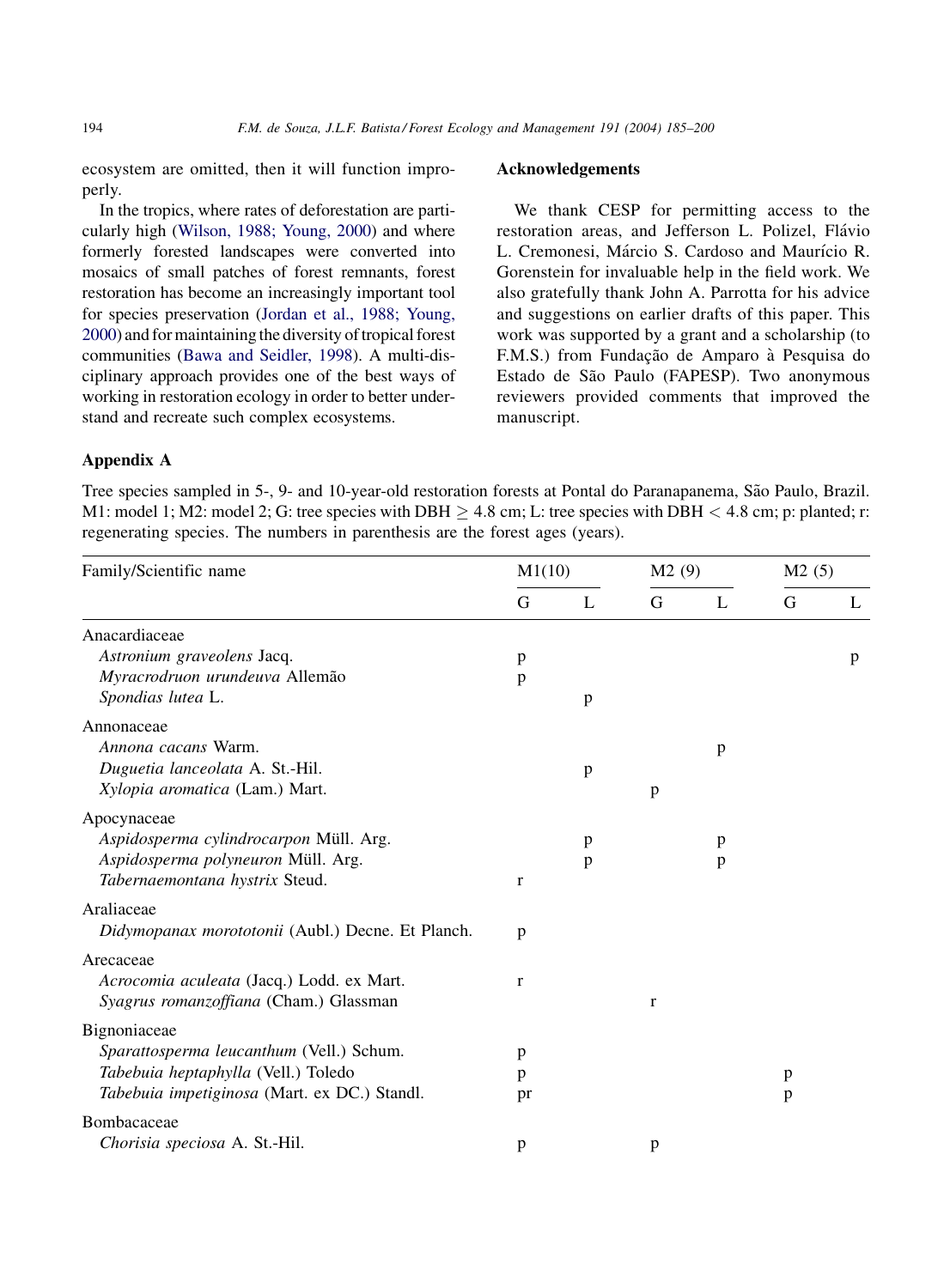ecosystem are omitted, then it will function improperly.

In the tropics, where rates of deforestation are particularly high (Wilson, 1988; Young, 2000) and where formerly forested landscapes were converted into mosaics of small patches of forest remnants, forest restoration has become an increasingly important tool for species preservation (Jordan et al., 1988; Young, 2000) and for maintaining the diversity of tropical forest communities (Bawa and Seidler, 1998). A multi-disciplinary approach provides one of the best ways of working in restoration ecology in order to better understand and recreate such complex ecosystems.

## Acknowledgements

We thank CESP for permitting access to the restoration areas, and Jefferson L. Polizel, Flávio L. Cremonesi, Márcio S. Cardoso and Maurício R. Gorenstein for invaluable help in the field work. We also gratefully thank John A. Parrotta for his advice and suggestions on earlier drafts of this paper. This work was supported by a grant and a scholarship (to F.M.S.) from Fundação de Amparo à Pesquisa do Estado de São Paulo (FAPESP). Two anonymous reviewers provided comments that improved the manuscript.

## Appendix A

Tree species sampled in 5-, 9- and 10-year-old restoration forests at Pontal do Paranapanema, São Paulo, Brazil. M1: model 1; M2: model 2; G: tree species with DBH $\geq$ 4.8 cm; L: tree species with DBH $<$ 4.8 cm; p: planted; r: regenerating species. The numbers in parenthesis are the forest ages (years).

| Family/Scientific name | M1(10) | | M2 (9) | | M2 (5) | |
|---|---|---|---|---|---|---|
| | G | L | G | L | G | L |
| Anacardiaceae | | | | | | |
| *Astronium graveolens* Jacq. | p | | | | | p |
| *Myracrodruon urundeuva* Allemão | p | | | | | |
| *Spondias lutea* L. | | p | | | | |
| Annonaceae | | | | | | |
| *Annona cacans* Warm. | | | | p | | |
| *Duguetia lanceolata* A. St.-Hil. | | p | | | | |
| *Xylopia aromatica* (Lam.) Mart. | | | p | | | |
| Apocynaceae | | | | | | |
| *Aspidosperma cylindrocarpon* Müll. Arg. | | p | | p | | |
| *Aspidosperma polyneuron* Müll. Arg. | | p | | p | | |
| *Tabernaemontana hystrix* Steud. | r | | | | | |
| Araliaceae | | | | | | |
| *Didymopanax morototonii* (Aubl.) Decne. Et Planch. | p | | | | | |
| Arecaceae | | | | | | |
| *Acrocomia aculeata* (Jacq.) Lodd. ex Mart. | r | | | | | |
| *Syagrus romanzoffiana* (Cham.) Glassman | | | r | | | |
| Bignoniaceae | | | | | | |
| *Sparattosperma leucanthum* (Vell.) Schum. | p | | | | | |
| *Tabebuia heptaphylla* (Vell.) Toledo | p | | | | p | |
| *Tabebuia impetiginosa* (Mart. ex DC.) Standl. | pr | | | | p | |
| Bombacaceae | | | | | | |
| *Chorisia speciosa* A. St.-Hil. | p | | p | | | |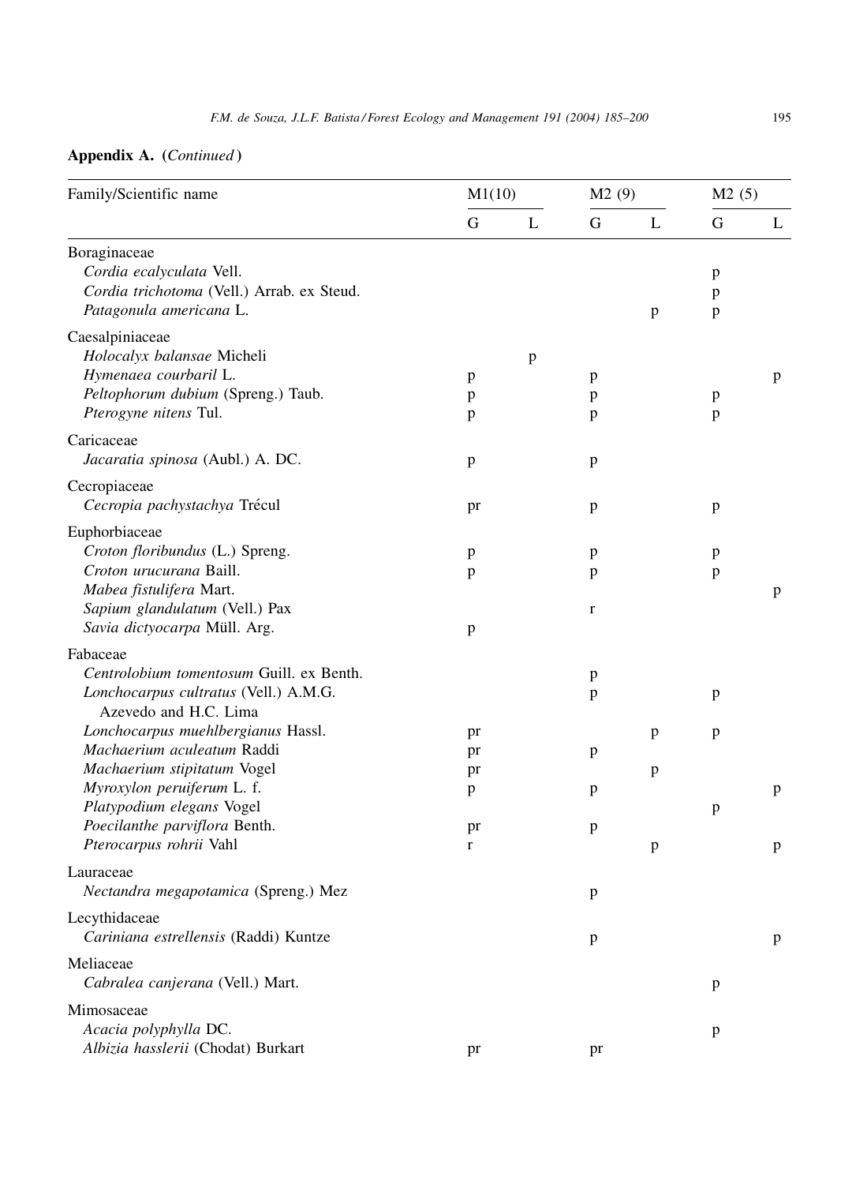**Appendix A. (*Continued*)**

| Family/Scientific name | M1(10) | | M2 (9) | | M2 (5) | |
|---|---|---|---|---|---|---|
| | G | L | G | L | G | L |
| Boraginaceae | | | | | | |
| *Cordia ecalyculata* Vell. | | | | | p | |
| *Cordia trichotoma* (Vell.) Arrab. ex Steud. | | | | | p | |
| *Patagonula americana* L. | | | | p | p | |
| Caesalpiniaceae | | | | | | |
| *Holocalyx balansae* Micheli | | p | | | | |
| *Hymenaea courbaril* L. | p | | p | | | p |
| *Peltophorum dubium* (Spreng.) Taub. | p | | p | | p | |
| *Pterogyne nitens* Tul. | p | | p | | p | |
| Caricaceae | | | | | | |
| *Jacaratia spinosa* (Aubl.) A. DC. | p | | p | | | |
| Cecropiaceae | | | | | | |
| *Cecropia pachystachya* Trécul | pr | | p | | p | |
| Euphorbiaceae | | | | | | |
| *Croton floribundus* (L.) Spreng. | p | | p | | p | |
| *Croton urucurana* Baill. | p | | p | | p | |
| *Mabea fistulifera* Mart. | | | | | | p |
| *Sapium glandulatum* (Vell.) Pax | | | r | | | |
| *Savia dictyocarpa* Müll. Arg. | p | | | | | |
| Fabaceae | | | | | | |
| *Centrolobium tomentosum* Guill. ex Benth. | | | p | | | |
| *Lonchocarpus cultratus* (Vell.) A.M.G. Azevedo and H.C. Lima | | | p | | p | |
| *Lonchocarpus muehlbergianus* Hassl. | pr | | | p | p | |
| *Machaerium aculeatum* Raddi | pr | | p | | | |
| *Machaerium stipitatum* Vogel | pr | | | p | | |
| *Myroxylon peruiferum* L. f. | p | | p | | | p |
| *Platypodium elegans* Vogel | | | | | p | |
| *Poecilanthe parviflora* Benth. | pr | | p | | | |
| *Pterocarpus rohrii* Vahl | r | | | p | | p |
| Lauraceae | | | | | | |
| *Nectandra megapotamica* (Spreng.) Mez | | | p | | | |
| Lecythidaceae | | | | | | |
| *Cariniana estrellensis* (Raddi) Kuntze | | | p | | | p |
| Meliaceae | | | | | | |
| *Cabralea canjerana* (Vell.) Mart. | | | | | p | |
| Mimosaceae | | | | | | |
| *Acacia polyphylla* DC. | | | | | p | |
| *Albizia hasslerii* (Chodat) Burkart | pr | | pr | | | |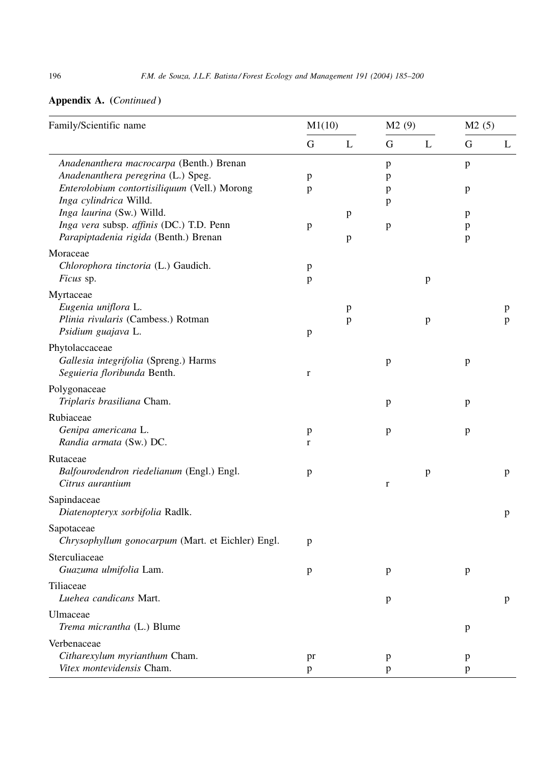**Appendix A. (*Continued*)**

| Family/Scientific name | M1(10) | | M2 (9) | | M2 (5) | |
|---|---|---|---|---|---|---|
| | G | L | G | L | G | L |
| *Anadenanthera macrocarpa* (Benth.) Brenan | | | p | | p | |
| *Anadenanthera peregrina* (L.) Speg. | p | | p | | | |
| *Enterolobium contortisiliquum* (Vell.) Morong | p | | p | | p | |
| *Inga cylindrica* Willd. | | | p | | | |
| *Inga laurina* (Sw.) Willd. | | p | | | p | |
| *Inga vera* subsp. *affinis* (DC.) T.D. Penn | p | | p | | p | |
| *Parapiptadenia rigida* (Benth.) Brenan | | p | | | p | |
| Moraceae | | | | | | |
| *Chlorophora tinctoria* (L.) Gaudich. | p | | | | | |
| *Ficus* sp. | p | | | p | | |
| Myrtaceae | | | | | | |
| *Eugenia uniflora* L. | | p | | | | p |
| *Plinia rivularis* (Cambess.) Rotman | | p | | p | | p |
| *Psidium guajava* L. | p | | | | | |
| Phytolaccaceae | | | | | | |
| *Gallesia integrifolia* (Spreng.) Harms | | | p | | p | |
| *Seguieria floribunda* Benth. | r | | | | | |
| Polygonaceae | | | | | | |
| *Triplaris brasiliana* Cham. | | | p | | p | |
| Rubiaceae | | | | | | |
| *Genipa americana* L. | p | | p | | p | |
| *Randia armata* (Sw.) DC. | r | | | | | |
| Rutaceae | | | | | | |
| *Balfourodendron riedelianum* (Engl.) Engl. | p | | | p | | p |
| *Citrus aurantium* | | | r | | | |
| Sapindaceae | | | | | | |
| *Diatenopteryx sorbifolia* Radlk. | | | | | | p |
| Sapotaceae | | | | | | |
| *Chrysophyllum gonocarpum* (Mart. et Eichler) Engl. | p | | | | | |
| Sterculiaceae | | | | | | |
| *Guazuma ulmifolia* Lam. | p | | p | | p | |
| Tiliaceae | | | | | | |
| *Luehea candicans* Mart. | | | p | | | p |
| Ulmaceae | | | | | | |
| *Trema micrantha* (L.) Blume | | | | | p | |
| Verbenaceae | | | | | | |
| *Citharexylum myrianthum* Cham. | pr | | p | | p | |
| *Vitex montevidensis* Cham. | p | | p | | p | |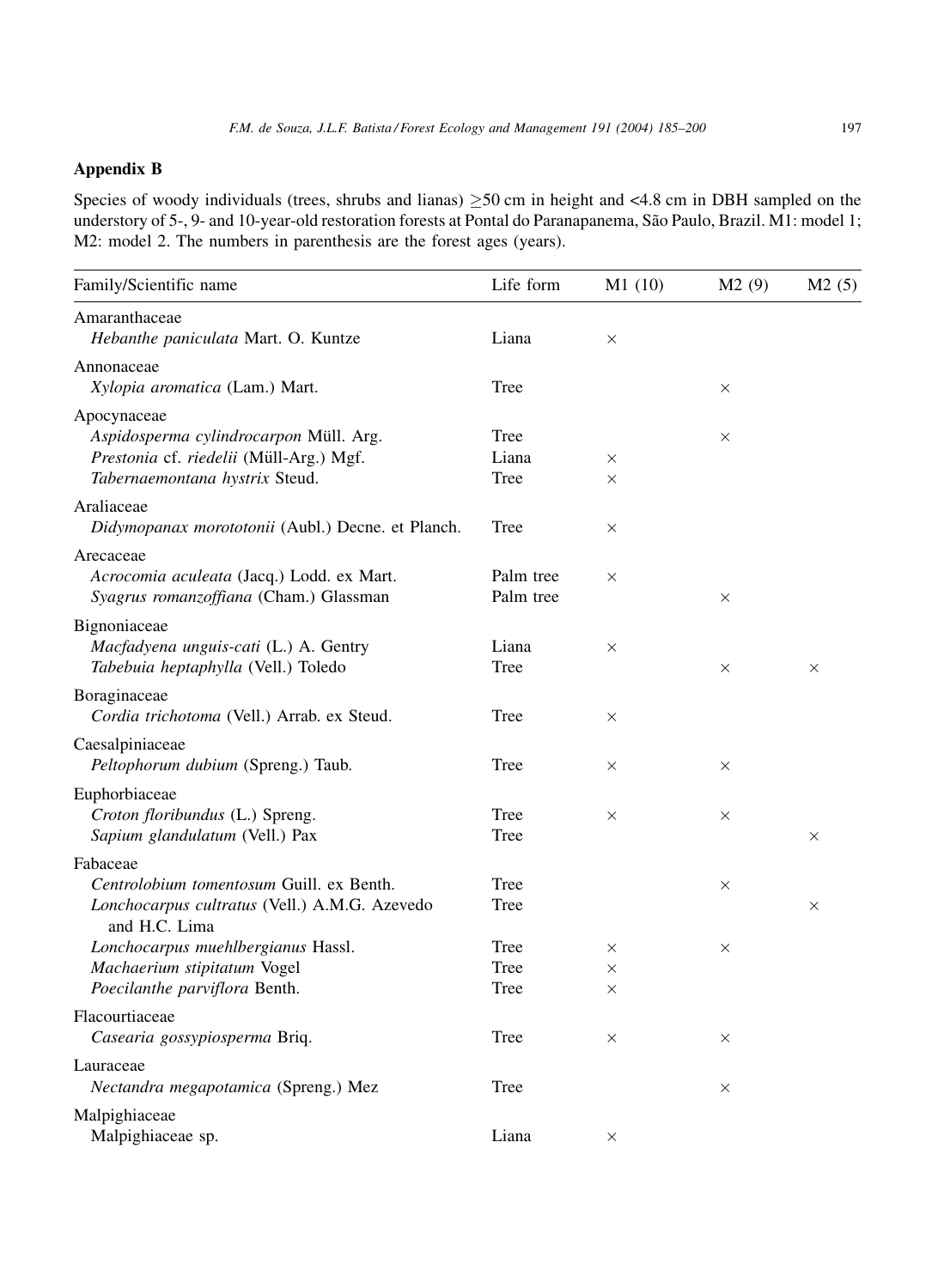## Appendix B

Species of woody individuals (trees, shrubs and lianas) $\geq$50 cm in height and <4.8 cm in DBH sampled on the understory of 5-, 9- and 10-year-old restoration forests at Pontal do Paranapanema, São Paulo, Brazil. M1: model 1; M2: model 2. The numbers in parenthesis are the forest ages (years).

| Family/Scientific name | Life form | M1 (10) | M2 (9) | M2 (5) |
|---|---|---|---|---|
| Amaranthaceae | | | | |
| *Hebanthe paniculata* Mart. O. Kuntze | Liana | × | | |
| Annonaceae | | | | |
| *Xylopia aromatica* (Lam.) Mart. | Tree | | × | |
| Apocynaceae | | | | |
| *Aspidosperma cylindrocarpon* Müll. Arg. | Tree | | × | |
| *Prestonia* cf. *riedelii* (Müll-Arg.) Mgf. | Liana | × | | |
| *Tabernaemontana hystrix* Steud. | Tree | × | | |
| Araliaceae | | | | |
| *Didymopanax morototonii* (Aubl.) Decne. et Planch. | Tree | × | | |
| Arecaceae | | | | |
| *Acrocomia aculeata* (Jacq.) Lodd. ex Mart. | Palm tree | × | | |
| *Syagrus romanzoffiana* (Cham.) Glassman | Palm tree | | × | |
| Bignoniaceae | | | | |
| *Macfadyena unguis-cati* (L.) A. Gentry | Liana | × | | |
| *Tabebuia heptaphylla* (Vell.) Toledo | Tree | | × | × |
| Boraginaceae | | | | |
| *Cordia trichotoma* (Vell.) Arrab. ex Steud. | Tree | × | | |
| Caesalpiniaceae | | | | |
| *Peltophorum dubium* (Spreng.) Taub. | Tree | × | × | |
| Euphorbiaceae | | | | |
| *Croton floribundus* (L.) Spreng. | Tree | × | × | |
| *Sapium glandulatum* (Vell.) Pax | Tree | | | × |
| Fabaceae | | | | |
| *Centrolobium tomentosum* Guill. ex Benth. | Tree | | × | |
| *Lonchocarpus cultratus* (Vell.) A.M.G. Azevedo and H.C. Lima | Tree | | | × |
| *Lonchocarpus muehlbergianus* Hassl. | Tree | × | × | |
| *Machaerium stipitatum* Vogel | Tree | × | | |
| *Poecilanthe parviflora* Benth. | Tree | × | | |
| Flacourtiaceae | | | | |
| *Casearia gossypiosperma* Briq. | Tree | × | × | |
| Lauraceae | | | | |
| *Nectandra megapotamica* (Spreng.) Mez | Tree | | × | |
| Malpighiaceae | | | | |
| Malpighiaceae sp. | Liana | × | | |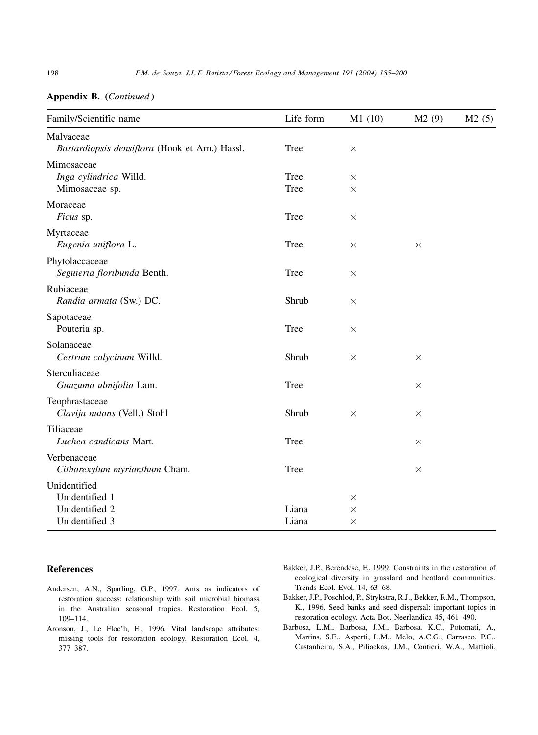## Appendix B. (*Continued*)

| Family/Scientific name | Life form | M1 (10) | M2 (9) | M2 (5) |
|---|---|---|---|---|
| Malvaceae | | | | |
| *Bastardiopsis densiflora* (Hook et Arn.) Hassl. | Tree | × | | |
| Mimosaceae | | | | |
| *Inga cylindrica* Willd. | Tree | × | | |
| Mimosaceae sp. | Tree | × | | |
| Moraceae | | | | |
| *Ficus* sp. | Tree | × | | |
| Myrtaceae | | | | |
| *Eugenia uniflora* L. | Tree | × | × | |
| Phytolaccaceae | | | | |
| *Seguieria floribunda* Benth. | Tree | × | | |
| Rubiaceae | | | | |
| *Randia armata* (Sw.) DC. | Shrub | × | | |
| Sapotaceae | | | | |
| Pouteria sp. | Tree | × | | |
| Solanaceae | | | | |
| *Cestrum calycinum* Willd. | Shrub | × | × | |
| Sterculiaceae | | | | |
| *Guazuma ulmifolia* Lam. | Tree | | × | |
| Teophrastaceae | | | | |
| *Clavija nutans* (Vell.) Stohl | Shrub | × | × | |
| Tiliaceae | | | | |
| *Luehea candicans* Mart. | Tree | | × | |
| Verbenaceae | | | | |
| *Citharexylum myrianthum* Cham. | Tree | | × | |
| Unidentified | | | | |
| Unidentified 1 | | × | | |
| Unidentified 2 | Liana | × | | |
| Unidentified 3 | Liana | × | | |

## References

Andersen, A.N., Sparling, G.P., 1997. Ants as indicators of restoration success: relationship with soil microbial biomass in the Australian seasonal tropics. Restoration Ecol. 5, 109–114.

Aronson, J., Le Floc'h, E., 1996. Vital landscape attributes: missing tools for restoration ecology. Restoration Ecol. 4, 377–387.

Bakker, J.P., Berendese, F., 1999. Constraints in the restoration of ecological diversity in grassland and heatland communities. Trends Ecol. Evol. 14, 63–68.

Bakker, J.P., Poschlod, P., Strykstra, R.J., Bekker, R.M., Thompson, K., 1996. Seed banks and seed dispersal: important topics in restoration ecology. Acta Bot. Neerlandica 45, 461–490.

Barbosa, L.M., Barbosa, J.M., Barbosa, K.C., Potomati, A., Martins, S.E., Asperti, L.M., Melo, A.C.G., Carrasco, P.G., Castanheira, S.A., Piliackas, J.M., Contieri, W.A., Mattioli,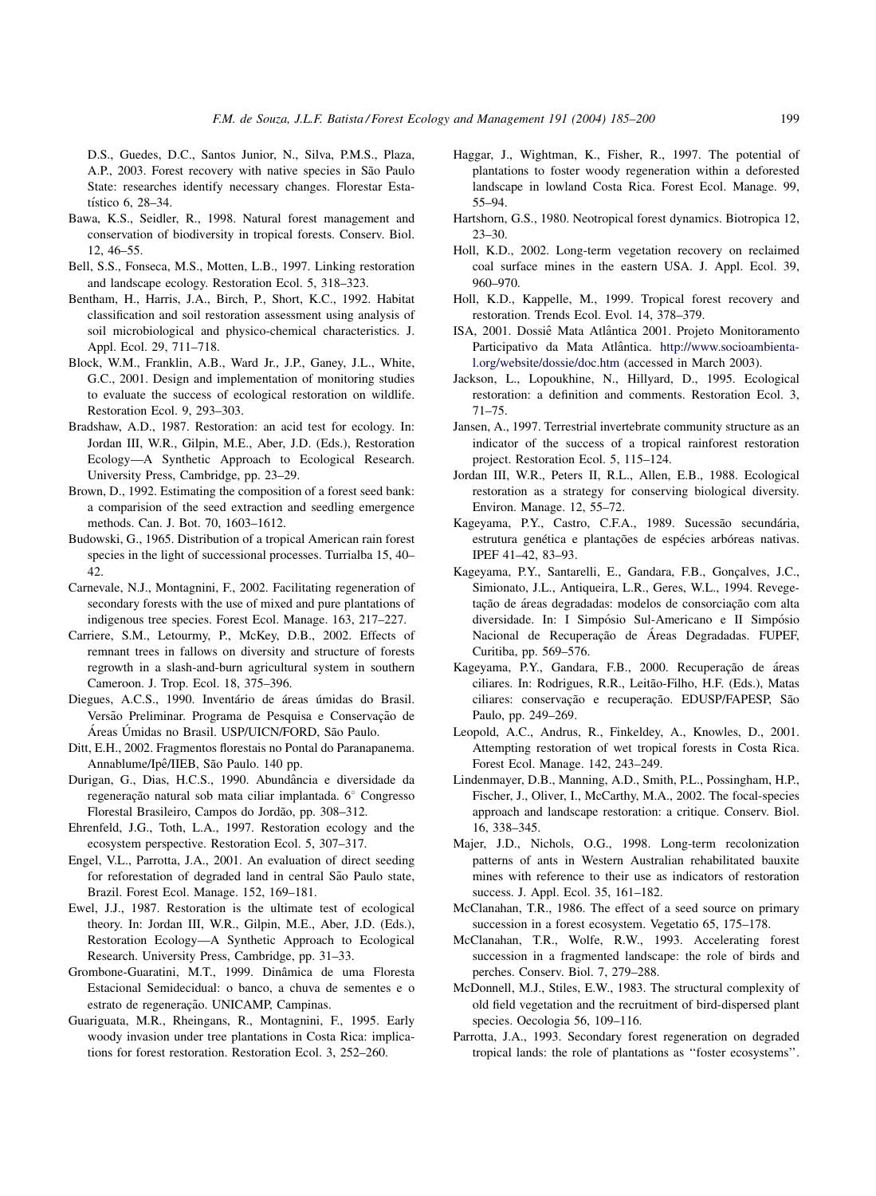D.S., Guedes, D.C., Santos Junior, N., Silva, P.M.S., Plaza, A.P., 2003. Forest recovery with native species in São Paulo State: researches identify necessary changes. Florestar Estatístico 6, 28–34.

Bawa, K.S., Seidler, R., 1998. Natural forest management and conservation of biodiversity in tropical forests. Conserv. Biol. 12, 46–55.

Bell, S.S., Fonseca, M.S., Motten, L.B., 1997. Linking restoration and landscape ecology. Restoration Ecol. 5, 318–323.

Bentham, H., Harris, J.A., Birch, P., Short, K.C., 1992. Habitat classification and soil restoration assessment using analysis of soil microbiological and physico-chemical characteristics. J. Appl. Ecol. 29, 711–718.

Block, W.M., Franklin, A.B., Ward Jr., J.P., Ganey, J.L., White, G.C., 2001. Design and implementation of monitoring studies to evaluate the success of ecological restoration on wildlife. Restoration Ecol. 9, 293–303.

Bradshaw, A.D., 1987. Restoration: an acid test for ecology. In: Jordan III, W.R., Gilpin, M.E., Aber, J.D. (Eds.), Restoration Ecology—A Synthetic Approach to Ecological Research. University Press, Cambridge, pp. 23–29.

Brown, D., 1992. Estimating the composition of a forest seed bank: a comparision of the seed extraction and seedling emergence methods. Can. J. Bot. 70, 1603–1612.

Budowski, G., 1965. Distribution of a tropical American rain forest species in the light of successional processes. Turrialba 15, 40–42.

Carnevale, N.J., Montagnini, F., 2002. Facilitating regeneration of secondary forests with the use of mixed and pure plantations of indigenous tree species. Forest Ecol. Manage. 163, 217–227.

Carriere, S.M., Letourmy, P., McKey, D.B., 2002. Effects of remnant trees in fallows on diversity and structure of forests regrowth in a slash-and-burn agricultural system in southern Cameroon. J. Trop. Ecol. 18, 375–396.

Diegues, A.C.S., 1990. Inventário de áreas úmidas do Brasil. Versão Preliminar. Programa de Pesquisa e Conservação de Áreas Úmidas no Brasil. USP/UICN/FORD, São Paulo.

Ditt, E.H., 2002. Fragmentos florestais no Pontal do Paranapanema. Annablume/Ipê/IIEB, São Paulo. 140 pp.

Durigan, G., Dias, H.C.S., 1990. Abundância e diversidade da regeneração natural sob mata ciliar implantada. 6° Congresso Florestal Brasileiro, Campos do Jordão, pp. 308–312.

Ehrenfeld, J.G., Toth, L.A., 1997. Restoration ecology and the ecosystem perspective. Restoration Ecol. 5, 307–317.

Engel, V.L., Parrotta, J.A., 2001. An evaluation of direct seeding for reforestation of degraded land in central São Paulo state, Brazil. Forest Ecol. Manage. 152, 169–181.

Ewel, J.J., 1987. Restoration is the ultimate test of ecological theory. In: Jordan III, W.R., Gilpin, M.E., Aber, J.D. (Eds.), Restoration Ecology—A Synthetic Approach to Ecological Research. University Press, Cambridge, pp. 31–33.

Grombone-Guaratini, M.T., 1999. Dinâmica de uma Floresta Estacional Semidecidual: o banco, a chuva de sementes e o estrato de regeneração. UNICAMP, Campinas.

Guariguata, M.R., Rheingans, R., Montagnini, F., 1995. Early woody invasion under tree plantations in Costa Rica: implications for forest restoration. Restoration Ecol. 3, 252–260.

Haggar, J., Wightman, K., Fisher, R., 1997. The potential of plantations to foster woody regeneration within a deforested landscape in lowland Costa Rica. Forest Ecol. Manage. 99, 55–94.

Hartshorn, G.S., 1980. Neotropical forest dynamics. Biotropica 12, 23–30.

Holl, K.D., 2002. Long-term vegetation recovery on reclaimed coal surface mines in the eastern USA. J. Appl. Ecol. 39, 960–970.

Holl, K.D., Kappelle, M., 1999. Tropical forest recovery and restoration. Trends Ecol. Evol. 14, 378–379.

ISA, 2001. Dossiê Mata Atlântica 2001. Projeto Monitoramento Participativo da Mata Atlântica. http://www.socioambiental.org/website/dossie/doc.htm (accessed in March 2003).

Jackson, L., Lopoukhine, N., Hillyard, D., 1995. Ecological restoration: a definition and comments. Restoration Ecol. 3, 71–75.

Jansen, A., 1997. Terrestrial invertebrate community structure as an indicator of the success of a tropical rainforest restoration project. Restoration Ecol. 5, 115–124.

Jordan III, W.R., Peters II, R.L., Allen, E.B., 1988. Ecological restoration as a strategy for conserving biological diversity. Environ. Manage. 12, 55–72.

Kageyama, P.Y., Castro, C.F.A., 1989. Sucessão secundária, estrutura genética e plantações de espécies arbóreas nativas. IPEF 41–42, 83–93.

Kageyama, P.Y., Santarelli, E., Gandara, F.B., Gonçalves, J.C., Simionato, J.L., Antiqueira, L.R., Geres, W.L., 1994. Revegetação de áreas degradadas: modelos de consorciação com alta diversidade. In: I Simpósio Sul-Americano e II Simpósio Nacional de Recuperação de Áreas Degradadas. FUPEF, Curitiba, pp. 569–576.

Kageyama, P.Y., Gandara, F.B., 2000. Recuperação de áreas ciliares. In: Rodrigues, R.R., Leitão-Filho, H.F. (Eds.), Matas ciliares: conservação e recuperação. EDUSP/FAPESP, São Paulo, pp. 249–269.

Leopold, A.C., Andrus, R., Finkeldey, A., Knowles, D., 2001. Attempting restoration of wet tropical forests in Costa Rica. Forest Ecol. Manage. 142, 243–249.

Lindenmayer, D.B., Manning, A.D., Smith, P.L., Possingham, H.P., Fischer, J., Oliver, I., McCarthy, M.A., 2002. The focal-species approach and landscape restoration: a critique. Conserv. Biol. 16, 338–345.

Majer, J.D., Nichols, O.G., 1998. Long-term recolonization patterns of ants in Western Australian rehabilitated bauxite mines with reference to their use as indicators of restoration success. J. Appl. Ecol. 35, 161–182.

McClanahan, T.R., 1986. The effect of a seed source on primary succession in a forest ecosystem. Vegetatio 65, 175–178.

McClanahan, T.R., Wolfe, R.W., 1993. Accelerating forest succession in a fragmented landscape: the role of birds and perches. Conserv. Biol. 7, 279–288.

McDonnell, M.J., Stiles, E.W., 1983. The structural complexity of old field vegetation and the recruitment of bird-dispersed plant species. Oecologia 56, 109–116.

Parrotta, J.A., 1993. Secondary forest regeneration on degraded tropical lands: the role of plantations as ''foster ecosystems''.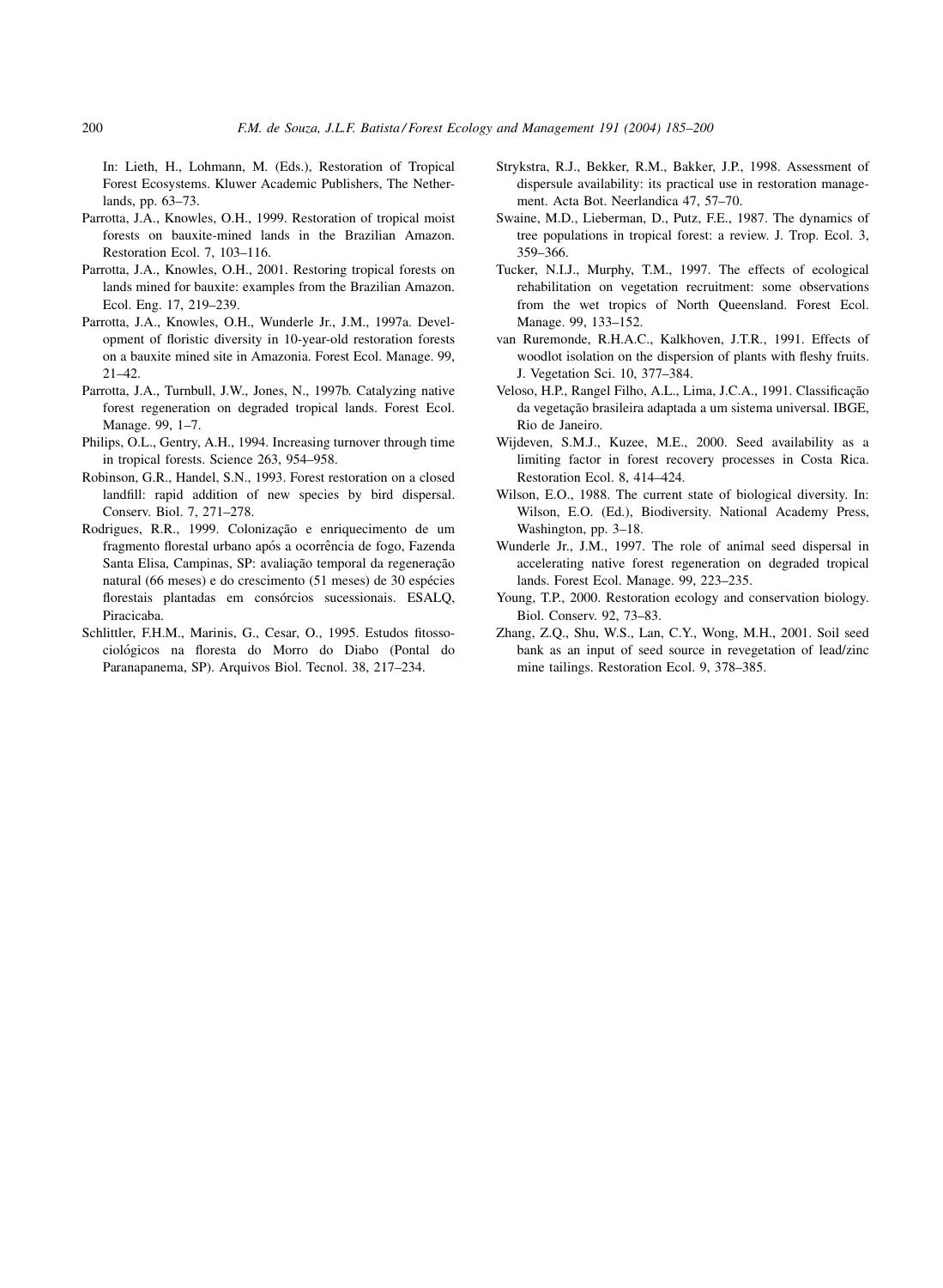In: Lieth, H., Lohmann, M. (Eds.), Restoration of Tropical Forest Ecosystems. Kluwer Academic Publishers, The Netherlands, pp. 63–73.

Parrotta, J.A., Knowles, O.H., 1999. Restoration of tropical moist forests on bauxite-mined lands in the Brazilian Amazon. Restoration Ecol. 7, 103–116.

Parrotta, J.A., Knowles, O.H., 2001. Restoring tropical forests on lands mined for bauxite: examples from the Brazilian Amazon. Ecol. Eng. 17, 219–239.

Parrotta, J.A., Knowles, O.H., Wunderle Jr., J.M., 1997a. Development of floristic diversity in 10-year-old restoration forests on a bauxite mined site in Amazonia. Forest Ecol. Manage. 99, 21–42.

Parrotta, J.A., Turnbull, J.W., Jones, N., 1997b. Catalyzing native forest regeneration on degraded tropical lands. Forest Ecol. Manage. 99, 1–7.

Philips, O.L., Gentry, A.H., 1994. Increasing turnover through time in tropical forests. Science 263, 954–958.

Robinson, G.R., Handel, S.N., 1993. Forest restoration on a closed landfill: rapid addition of new species by bird dispersal. Conserv. Biol. 7, 271–278.

Rodrigues, R.R., 1999. Colonização e enriquecimento de um fragmento florestal urbano após a ocorrência de fogo, Fazenda Santa Elisa, Campinas, SP: avaliação temporal da regeneração natural (66 meses) e do crescimento (51 meses) de 30 espécies florestais plantadas em consórcios sucessionais. ESALQ, Piracicaba.

Schlittler, F.H.M., Marinis, G., Cesar, O., 1995. Estudos fitossociológicos na floresta do Morro do Diabo (Pontal do Paranapanema, SP). Arquivos Biol. Tecnol. 38, 217–234.

Strykstra, R.J., Bekker, R.M., Bakker, J.P., 1998. Assessment of dispersule availability: its practical use in restoration management. Acta Bot. Neerlandica 47, 57–70.

Swaine, M.D., Lieberman, D., Putz, F.E., 1987. The dynamics of tree populations in tropical forest: a review. J. Trop. Ecol. 3, 359–366.

Tucker, N.I.J., Murphy, T.M., 1997. The effects of ecological rehabilitation on vegetation recruitment: some observations from the wet tropics of North Queensland. Forest Ecol. Manage. 99, 133–152.

van Ruremonde, R.H.A.C., Kalkhoven, J.T.R., 1991. Effects of woodlot isolation on the dispersion of plants with fleshy fruits. J. Vegetation Sci. 10, 377–384.

Veloso, H.P., Rangel Filho, A.L., Lima, J.C.A., 1991. Classificação da vegetação brasileira adaptada a um sistema universal. IBGE, Rio de Janeiro.

Wijdeven, S.M.J., Kuzee, M.E., 2000. Seed availability as a limiting factor in forest recovery processes in Costa Rica. Restoration Ecol. 8, 414–424.

Wilson, E.O., 1988. The current state of biological diversity. In: Wilson, E.O. (Ed.), Biodiversity. National Academy Press, Washington, pp. 3–18.

Wunderle Jr., J.M., 1997. The role of animal seed dispersal in accelerating native forest regeneration on degraded tropical lands. Forest Ecol. Manage. 99, 223–235.

Young, T.P., 2000. Restoration ecology and conservation biology. Biol. Conserv. 92, 73–83.

Zhang, Z.Q., Shu, W.S., Lan, C.Y., Wong, M.H., 2001. Soil seed bank as an input of seed source in revegetation of lead/zinc mine tailings. Restoration Ecol. 9, 378–385.